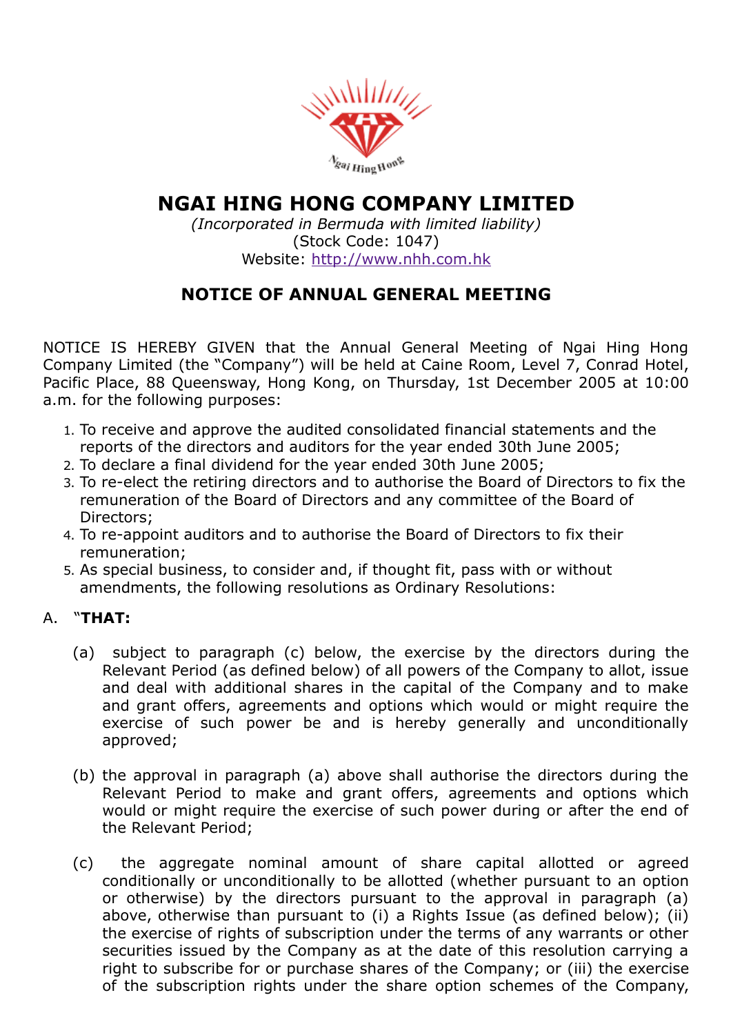# NGAI HING HONG COMPANY LIMITED

*(Incorporated in Bermuda with limited liability)*
(Stock Code: 1047)
Website: http://www.nhh.com.hk

## NOTICE OF ANNUAL GENERAL MEETING

NOTICE IS HEREBY GIVEN that the Annual General Meeting of Ngai Hing Hong Company Limited (the "Company") will be held at Caine Room, Level 7, Conrad Hotel, Pacific Place, 88 Queensway, Hong Kong, on Thursday, 1st December 2005 at 10:00 a.m. for the following purposes:

1. To receive and approve the audited consolidated financial statements and the reports of the directors and auditors for the year ended 30th June 2005;
2. To declare a final dividend for the year ended 30th June 2005;
3. To re-elect the retiring directors and to authorise the Board of Directors to fix the remuneration of the Board of Directors and any committee of the Board of Directors;
4. To re-appoint auditors and to authorise the Board of Directors to fix their remuneration;
5. As special business, to consider and, if thought fit, pass with or without amendments, the following resolutions as Ordinary Resolutions:

A. "**THAT:**

(a) subject to paragraph (c) below, the exercise by the directors during the Relevant Period (as defined below) of all powers of the Company to allot, issue and deal with additional shares in the capital of the Company and to make and grant offers, agreements and options which would or might require the exercise of such power be and is hereby generally and unconditionally approved;

(b) the approval in paragraph (a) above shall authorise the directors during the Relevant Period to make and grant offers, agreements and options which would or might require the exercise of such power during or after the end of the Relevant Period;

(c) the aggregate nominal amount of share capital allotted or agreed conditionally or unconditionally to be allotted (whether pursuant to an option or otherwise) by the directors pursuant to the approval in paragraph (a) above, otherwise than pursuant to (i) a Rights Issue (as defined below); (ii) the exercise of rights of subscription under the terms of any warrants or other securities issued by the Company as at the date of this resolution carrying a right to subscribe for or purchase shares of the Company; or (iii) the exercise of the subscription rights under the share option schemes of the Company,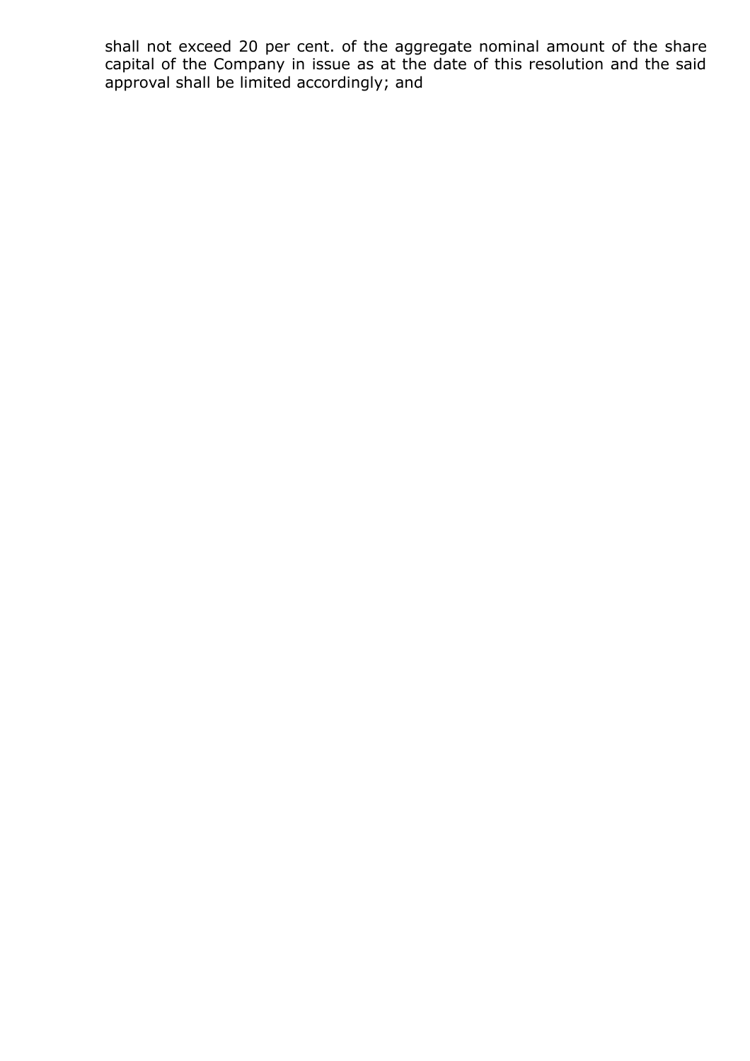shall not exceed 20 per cent. of the aggregate nominal amount of the share capital of the Company in issue as at the date of this resolution and the said approval shall be limited accordingly; and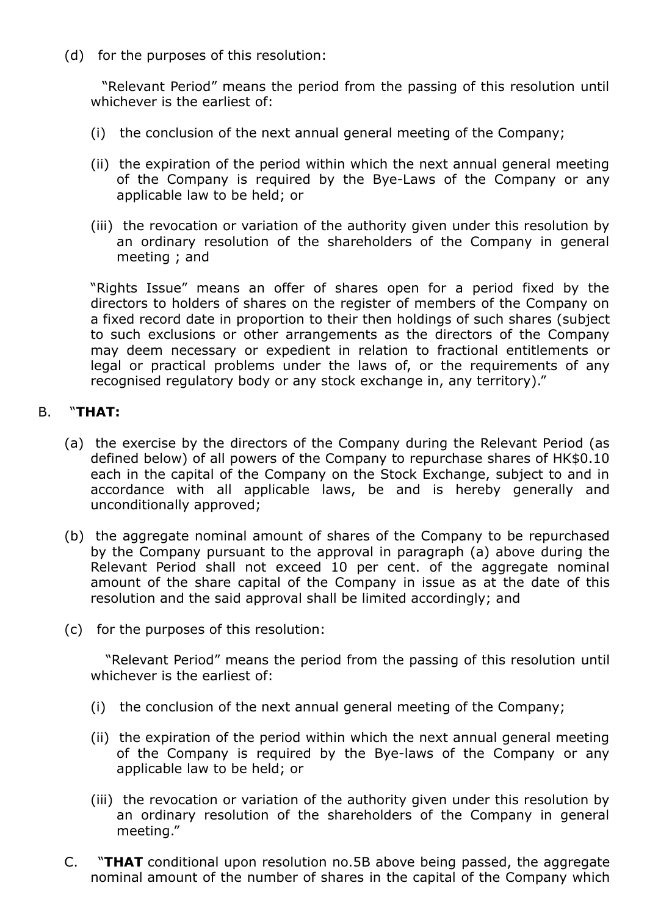(d) for the purposes of this resolution:

"Relevant Period" means the period from the passing of this resolution until whichever is the earliest of:

(i) the conclusion of the next annual general meeting of the Company;

(ii) the expiration of the period within which the next annual general meeting of the Company is required by the Bye-Laws of the Company or any applicable law to be held; or

(iii) the revocation or variation of the authority given under this resolution by an ordinary resolution of the shareholders of the Company in general meeting ; and

"Rights Issue" means an offer of shares open for a period fixed by the directors to holders of shares on the register of members of the Company on a fixed record date in proportion to their then holdings of such shares (subject to such exclusions or other arrangements as the directors of the Company may deem necessary or expedient in relation to fractional entitlements or legal or practical problems under the laws of, or the requirements of any recognised regulatory body or any stock exchange in, any territory)."

B. "**THAT:**

(a) the exercise by the directors of the Company during the Relevant Period (as defined below) of all powers of the Company to repurchase shares of HK$0.10 each in the capital of the Company on the Stock Exchange, subject to and in accordance with all applicable laws, be and is hereby generally and unconditionally approved;

(b) the aggregate nominal amount of shares of the Company to be repurchased by the Company pursuant to the approval in paragraph (a) above during the Relevant Period shall not exceed 10 per cent. of the aggregate nominal amount of the share capital of the Company in issue as at the date of this resolution and the said approval shall be limited accordingly; and

(c) for the purposes of this resolution:

"Relevant Period" means the period from the passing of this resolution until whichever is the earliest of:

(i) the conclusion of the next annual general meeting of the Company;

(ii) the expiration of the period within which the next annual general meeting of the Company is required by the Bye-laws of the Company or any applicable law to be held; or

(iii) the revocation or variation of the authority given under this resolution by an ordinary resolution of the shareholders of the Company in general meeting."

C. "**THAT** conditional upon resolution no.5B above being passed, the aggregate nominal amount of the number of shares in the capital of the Company which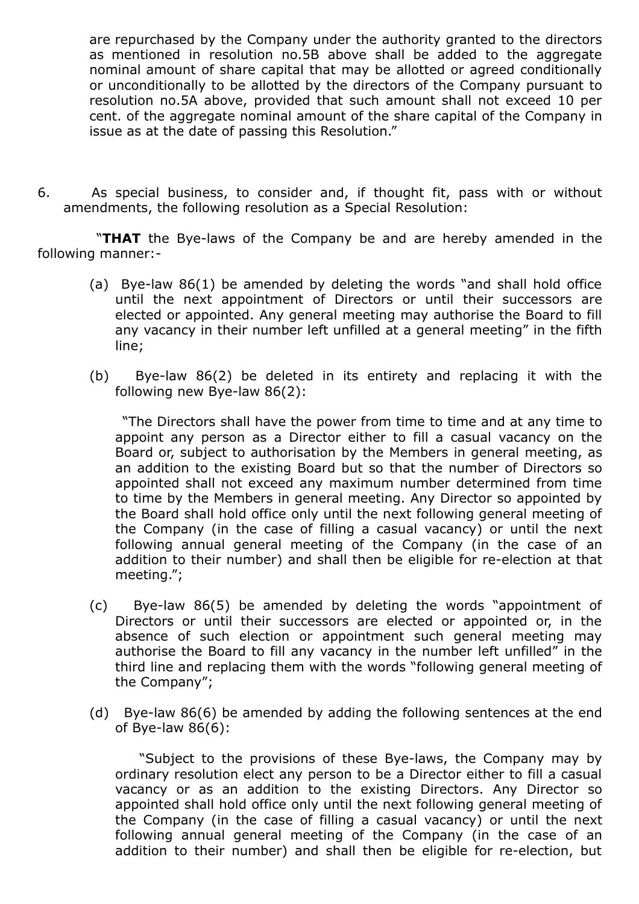are repurchased by the Company under the authority granted to the directors as mentioned in resolution no.5B above shall be added to the aggregate nominal amount of share capital that may be allotted or agreed conditionally or unconditionally to be allotted by the directors of the Company pursuant to resolution no.5A above, provided that such amount shall not exceed 10 per cent. of the aggregate nominal amount of the share capital of the Company in issue as at the date of passing this Resolution."

6. As special business, to consider and, if thought fit, pass with or without amendments, the following resolution as a Special Resolution:

"**THAT** the Bye-laws of the Company be and are hereby amended in the following manner:-

(a) Bye-law 86(1) be amended by deleting the words "and shall hold office until the next appointment of Directors or until their successors are elected or appointed. Any general meeting may authorise the Board to fill any vacancy in their number left unfilled at a general meeting" in the fifth line;

(b) Bye-law 86(2) be deleted in its entirety and replacing it with the following new Bye-law 86(2):

"The Directors shall have the power from time to time and at any time to appoint any person as a Director either to fill a casual vacancy on the Board or, subject to authorisation by the Members in general meeting, as an addition to the existing Board but so that the number of Directors so appointed shall not exceed any maximum number determined from time to time by the Members in general meeting. Any Director so appointed by the Board shall hold office only until the next following general meeting of the Company (in the case of filling a casual vacancy) or until the next following annual general meeting of the Company (in the case of an addition to their number) and shall then be eligible for re-election at that meeting.";

(c) Bye-law 86(5) be amended by deleting the words "appointment of Directors or until their successors are elected or appointed or, in the absence of such election or appointment such general meeting may authorise the Board to fill any vacancy in the number left unfilled" in the third line and replacing them with the words "following general meeting of the Company";

(d) Bye-law 86(6) be amended by adding the following sentences at the end of Bye-law 86(6):

"Subject to the provisions of these Bye-laws, the Company may by ordinary resolution elect any person to be a Director either to fill a casual vacancy or as an addition to the existing Directors. Any Director so appointed shall hold office only until the next following general meeting of the Company (in the case of filling a casual vacancy) or until the next following annual general meeting of the Company (in the case of an addition to their number) and shall then be eligible for re-election, but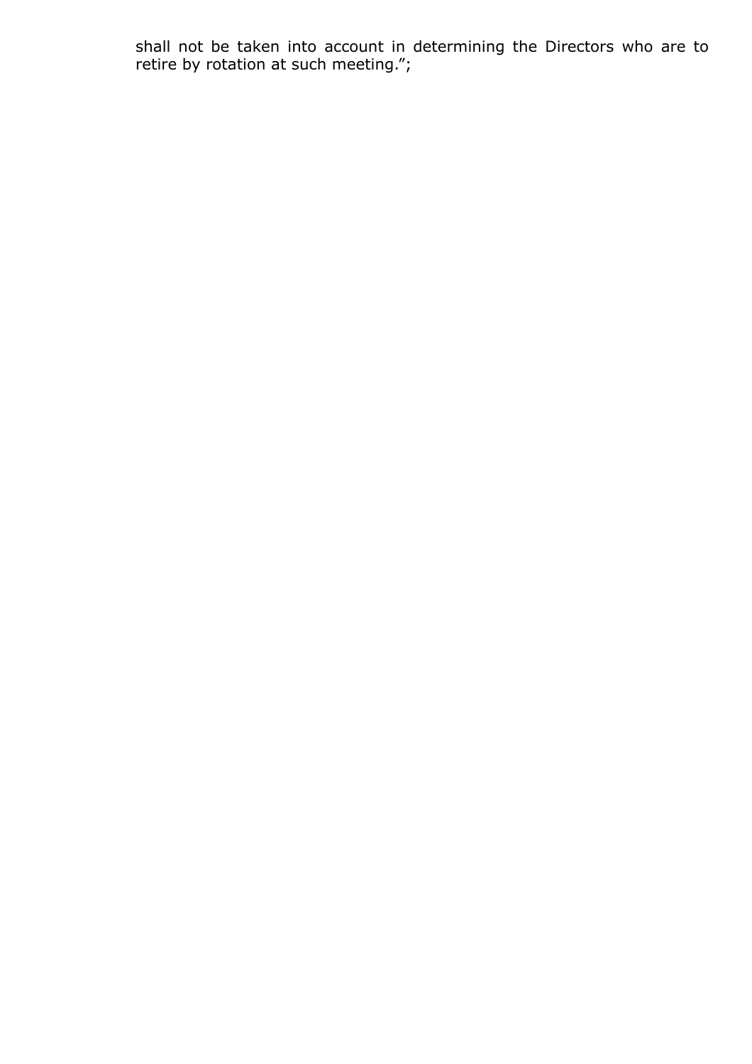shall not be taken into account in determining the Directors who are to retire by rotation at such meeting.";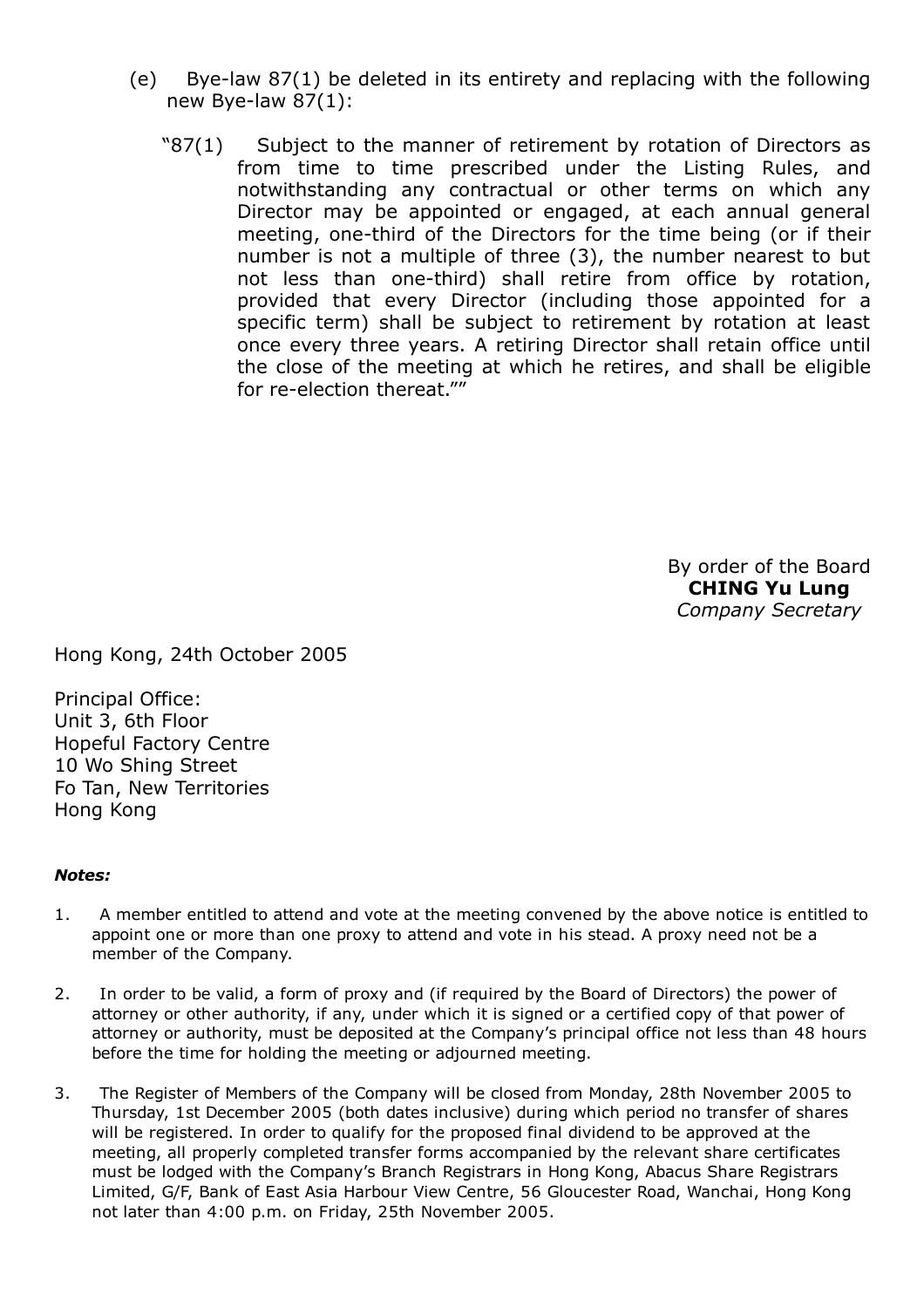(e) Bye-law 87(1) be deleted in its entirety and replacing with the following new Bye-law 87(1):

"87(1) Subject to the manner of retirement by rotation of Directors as from time to time prescribed under the Listing Rules, and notwithstanding any contractual or other terms on which any Director may be appointed or engaged, at each annual general meeting, one-third of the Directors for the time being (or if their number is not a multiple of three (3), the number nearest to but not less than one-third) shall retire from office by rotation, provided that every Director (including those appointed for a specific term) shall be subject to retirement by rotation at least once every three years. A retiring Director shall retain office until the close of the meeting at which he retires, and shall be eligible for re-election thereat.""

By order of the Board
**CHING Yu Lung**
*Company Secretary*

Hong Kong, 24th October 2005

Principal Office:
Unit 3, 6th Floor
Hopeful Factory Centre
10 Wo Shing Street
Fo Tan, New Territories
Hong Kong

***Notes:***

1. A member entitled to attend and vote at the meeting convened by the above notice is entitled to appoint one or more than one proxy to attend and vote in his stead. A proxy need not be a member of the Company.

2. In order to be valid, a form of proxy and (if required by the Board of Directors) the power of attorney or other authority, if any, under which it is signed or a certified copy of that power of attorney or authority, must be deposited at the Company's principal office not less than 48 hours before the time for holding the meeting or adjourned meeting.

3. The Register of Members of the Company will be closed from Monday, 28th November 2005 to Thursday, 1st December 2005 (both dates inclusive) during which period no transfer of shares will be registered. In order to qualify for the proposed final dividend to be approved at the meeting, all properly completed transfer forms accompanied by the relevant share certificates must be lodged with the Company's Branch Registrars in Hong Kong, Abacus Share Registrars Limited, G/F, Bank of East Asia Harbour View Centre, 56 Gloucester Road, Wanchai, Hong Kong not later than 4:00 p.m. on Friday, 25th November 2005.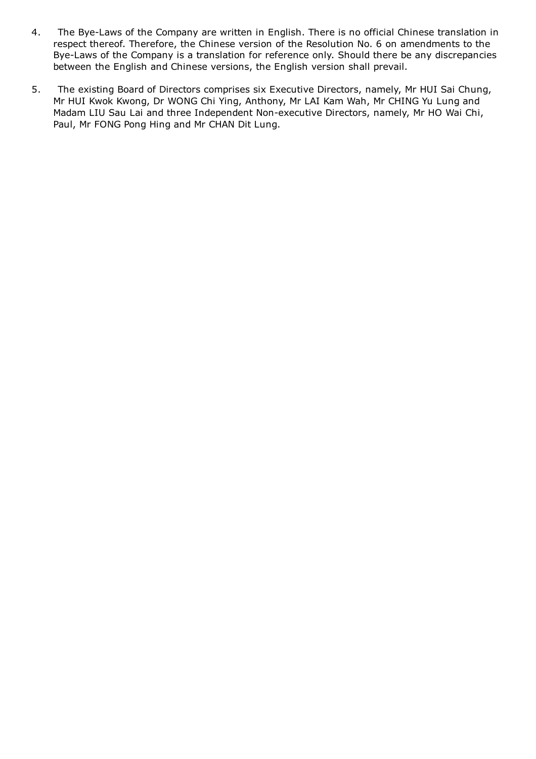4. The Bye-Laws of the Company are written in English. There is no official Chinese translation in respect thereof. Therefore, the Chinese version of the Resolution No. 6 on amendments to the Bye-Laws of the Company is a translation for reference only. Should there be any discrepancies between the English and Chinese versions, the English version shall prevail.

5. The existing Board of Directors comprises six Executive Directors, namely, Mr HUI Sai Chung, Mr HUI Kwok Kwong, Dr WONG Chi Ying, Anthony, Mr LAI Kam Wah, Mr CHING Yu Lung and Madam LIU Sau Lai and three Independent Non-executive Directors, namely, Mr HO Wai Chi, Paul, Mr FONG Pong Hing and Mr CHAN Dit Lung.